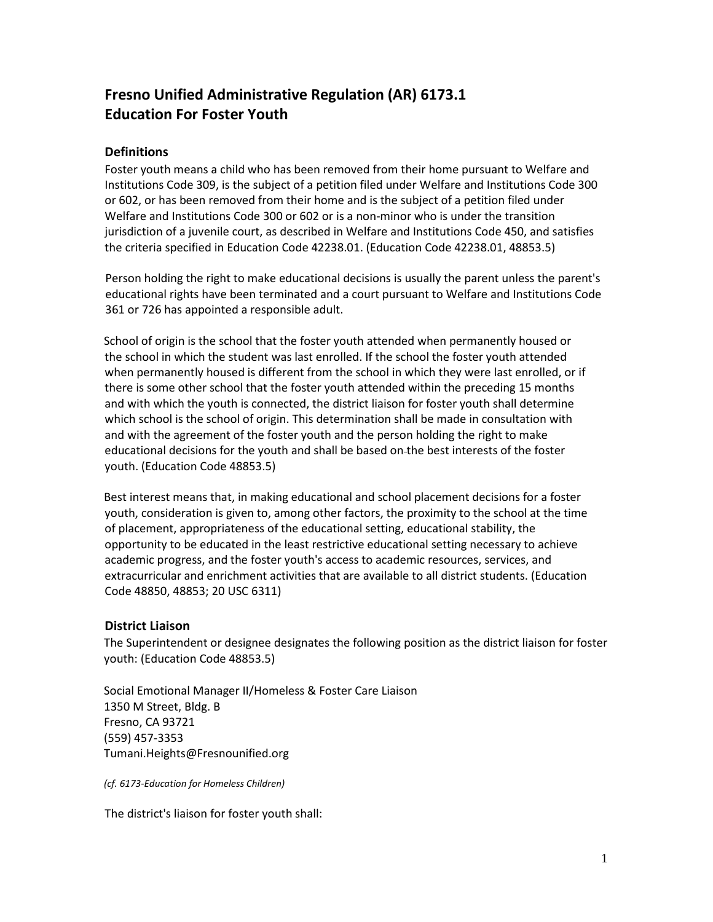# Fresno Unified Administrative Regulation (AR) 6173.1
# Education For Foster Youth

## Definitions

Foster youth means a child who has been removed from their home pursuant to Welfare and Institutions Code 309, is the subject of a petition filed under Welfare and Institutions Code 300 or 602, or has been removed from their home and is the subject of a petition filed under Welfare and Institutions Code 300 or 602 or is a non-minor who is under the transition jurisdiction of a juvenile court, as described in Welfare and Institutions Code 450, and satisfies the criteria specified in Education Code 42238.01. (Education Code 42238.01, 48853.5)

Person holding the right to make educational decisions is usually the parent unless the parent's educational rights have been terminated and a court pursuant to Welfare and Institutions Code 361 or 726 has appointed a responsible adult.

School of origin is the school that the foster youth attended when permanently housed or the school in which the student was last enrolled. If the school the foster youth attended when permanently housed is different from the school in which they were last enrolled, or if there is some other school that the foster youth attended within the preceding 15 months and with which the youth is connected, the district liaison for foster youth shall determine which school is the school of origin. This determination shall be made in consultation with and with the agreement of the foster youth and the person holding the right to make educational decisions for the youth and shall be based on the best interests of the foster youth. (Education Code 48853.5)

Best interest means that, in making educational and school placement decisions for a foster youth, consideration is given to, among other factors, the proximity to the school at the time of placement, appropriateness of the educational setting, educational stability, the opportunity to be educated in the least restrictive educational setting necessary to achieve academic progress, and the foster youth's access to academic resources, services, and extracurricular and enrichment activities that are available to all district students. (Education Code 48850, 48853; 20 USC 6311)

## District Liaison

The Superintendent or designee designates the following position as the district liaison for foster youth: (Education Code 48853.5)

Social Emotional Manager II/Homeless & Foster Care Liaison
1350 M Street, Bldg. B
Fresno, CA 93721
(559) 457-3353
Tumani.Heights@Fresnounified.org

*(cf. 6173-Education for Homeless Children)*

The district's liaison for foster youth shall: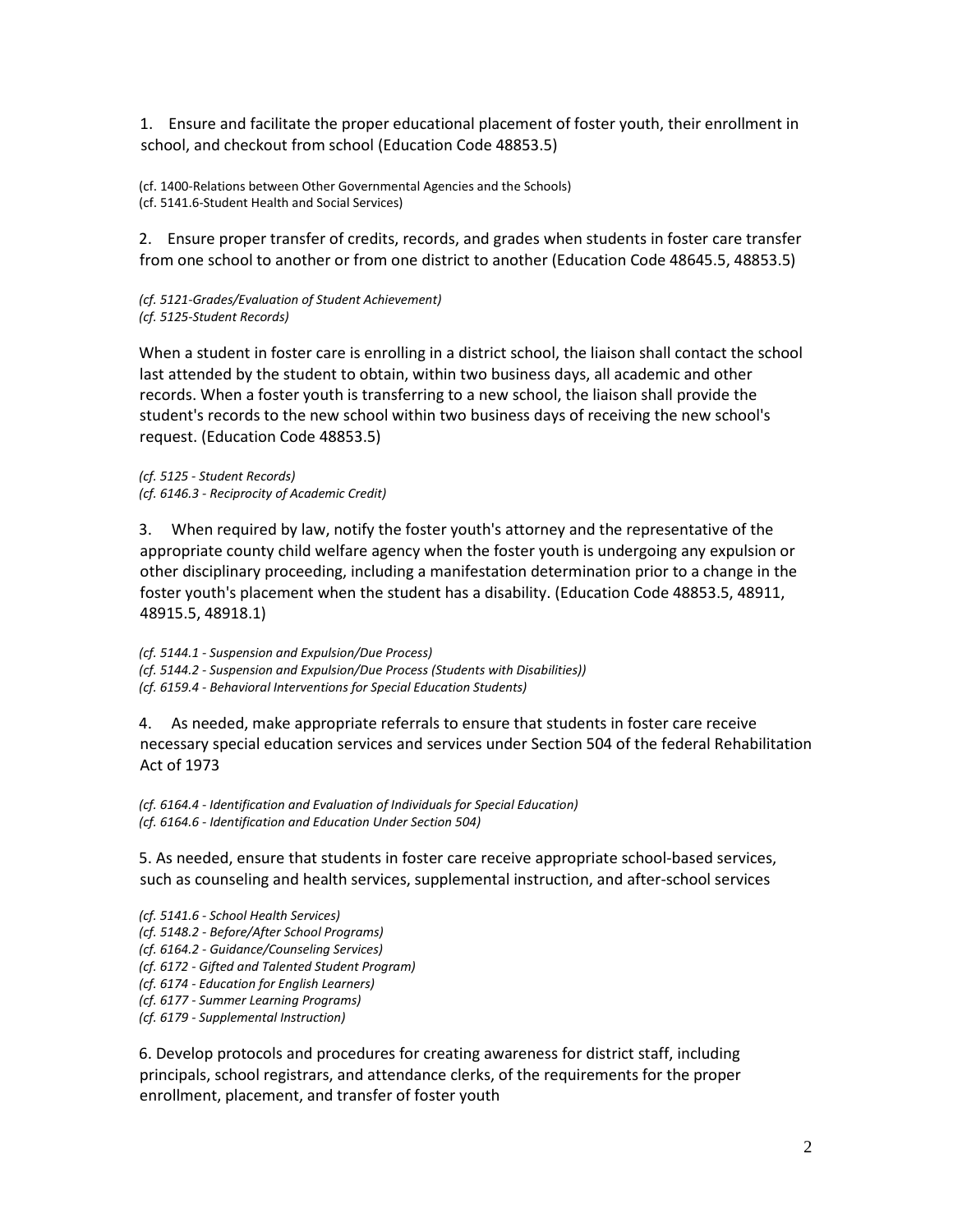1. Ensure and facilitate the proper educational placement of foster youth, their enrollment in school, and checkout from school (Education Code 48853.5)

(cf. 1400-Relations between Other Governmental Agencies and the Schools)
(cf. 5141.6-Student Health and Social Services)

2. Ensure proper transfer of credits, records, and grades when students in foster care transfer from one school to another or from one district to another (Education Code 48645.5, 48853.5)

*(cf. 5121-Grades/Evaluation of Student Achievement)*
*(cf. 5125-Student Records)*

When a student in foster care is enrolling in a district school, the liaison shall contact the school last attended by the student to obtain, within two business days, all academic and other records. When a foster youth is transferring to a new school, the liaison shall provide the student's records to the new school within two business days of receiving the new school's request. (Education Code 48853.5)

*(cf. 5125 - Student Records)*
*(cf. 6146.3 - Reciprocity of Academic Credit)*

3. When required by law, notify the foster youth's attorney and the representative of the appropriate county child welfare agency when the foster youth is undergoing any expulsion or other disciplinary proceeding, including a manifestation determination prior to a change in the foster youth's placement when the student has a disability. (Education Code 48853.5, 48911, 48915.5, 48918.1)

*(cf. 5144.1 - Suspension and Expulsion/Due Process)*
*(cf. 5144.2 - Suspension and Expulsion/Due Process (Students with Disabilities))*
*(cf. 6159.4 - Behavioral Interventions for Special Education Students)*

4. As needed, make appropriate referrals to ensure that students in foster care receive necessary special education services and services under Section 504 of the federal Rehabilitation Act of 1973

*(cf. 6164.4 - Identification and Evaluation of Individuals for Special Education)*
*(cf. 6164.6 - Identification and Education Under Section 504)*

5. As needed, ensure that students in foster care receive appropriate school-based services, such as counseling and health services, supplemental instruction, and after-school services

*(cf. 5141.6 - School Health Services)*
*(cf. 5148.2 - Before/After School Programs)*
*(cf. 6164.2 - Guidance/Counseling Services)*
*(cf. 6172 - Gifted and Talented Student Program)*
*(cf. 6174 - Education for English Learners)*
*(cf. 6177 - Summer Learning Programs)*
*(cf. 6179 - Supplemental Instruction)*

6. Develop protocols and procedures for creating awareness for district staff, including principals, school registrars, and attendance clerks, of the requirements for the proper enrollment, placement, and transfer of foster youth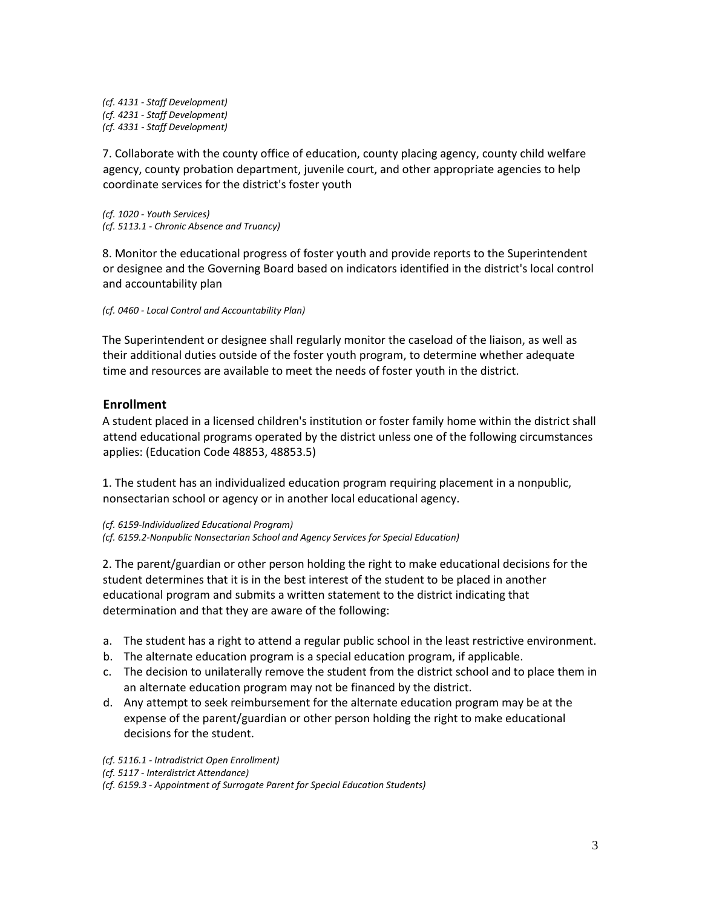*(cf. 4131 - Staff Development)*
*(cf. 4231 - Staff Development)*
*(cf. 4331 - Staff Development)*

7. Collaborate with the county office of education, county placing agency, county child welfare agency, county probation department, juvenile court, and other appropriate agencies to help coordinate services for the district's foster youth

*(cf. 1020 - Youth Services)*
*(cf. 5113.1 - Chronic Absence and Truancy)*

8. Monitor the educational progress of foster youth and provide reports to the Superintendent or designee and the Governing Board based on indicators identified in the district's local control and accountability plan

*(cf. 0460 - Local Control and Accountability Plan)*

The Superintendent or designee shall regularly monitor the caseload of the liaison, as well as their additional duties outside of the foster youth program, to determine whether adequate time and resources are available to meet the needs of foster youth in the district.

## Enrollment

A student placed in a licensed children's institution or foster family home within the district shall attend educational programs operated by the district unless one of the following circumstances applies: (Education Code 48853, 48853.5)

1. The student has an individualized education program requiring placement in a nonpublic, nonsectarian school or agency or in another local educational agency.

*(cf. 6159-Individualized Educational Program)*
*(cf. 6159.2-Nonpublic Nonsectarian School and Agency Services for Special Education)*

2. The parent/guardian or other person holding the right to make educational decisions for the student determines that it is in the best interest of the student to be placed in another educational program and submits a written statement to the district indicating that determination and that they are aware of the following:

a. The student has a right to attend a regular public school in the least restrictive environment.
b. The alternate education program is a special education program, if applicable.
c. The decision to unilaterally remove the student from the district school and to place them in an alternate education program may not be financed by the district.
d. Any attempt to seek reimbursement for the alternate education program may be at the expense of the parent/guardian or other person holding the right to make educational decisions for the student.

*(cf. 5116.1 - Intradistrict Open Enrollment)*
*(cf. 5117 - Interdistrict Attendance)*
*(cf. 6159.3 - Appointment of Surrogate Parent for Special Education Students)*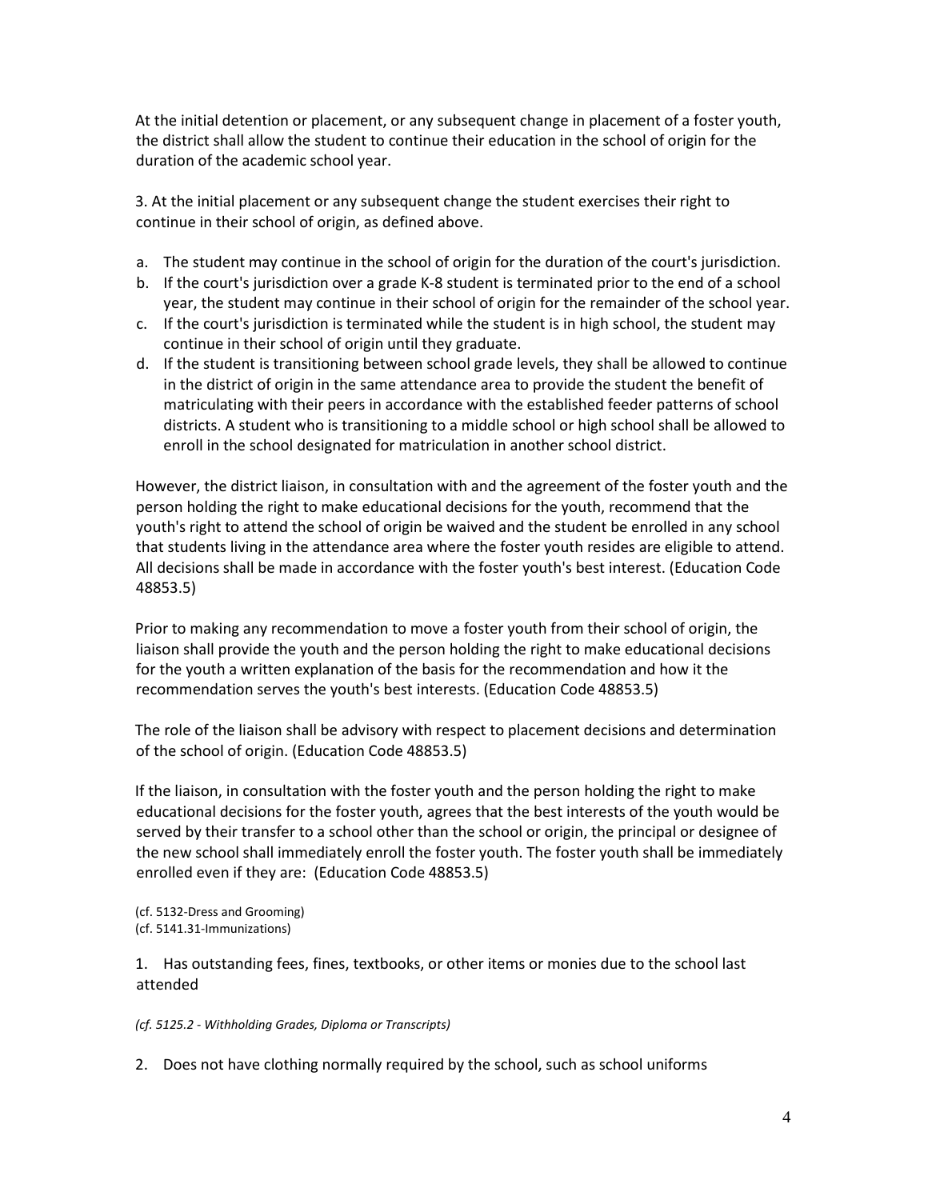At the initial detention or placement, or any subsequent change in placement of a foster youth, the district shall allow the student to continue their education in the school of origin for the duration of the academic school year.

3. At the initial placement or any subsequent change the student exercises their right to continue in their school of origin, as defined above.

a. The student may continue in the school of origin for the duration of the court's jurisdiction.
b. If the court's jurisdiction over a grade K-8 student is terminated prior to the end of a school year, the student may continue in their school of origin for the remainder of the school year.
c. If the court's jurisdiction is terminated while the student is in high school, the student may continue in their school of origin until they graduate.
d. If the student is transitioning between school grade levels, they shall be allowed to continue in the district of origin in the same attendance area to provide the student the benefit of matriculating with their peers in accordance with the established feeder patterns of school districts. A student who is transitioning to a middle school or high school shall be allowed to enroll in the school designated for matriculation in another school district.

However, the district liaison, in consultation with and the agreement of the foster youth and the person holding the right to make educational decisions for the youth, recommend that the youth's right to attend the school of origin be waived and the student be enrolled in any school that students living in the attendance area where the foster youth resides are eligible to attend. All decisions shall be made in accordance with the foster youth's best interest. (Education Code 48853.5)

Prior to making any recommendation to move a foster youth from their school of origin, the liaison shall provide the youth and the person holding the right to make educational decisions for the youth a written explanation of the basis for the recommendation and how it the recommendation serves the youth's best interests. (Education Code 48853.5)

The role of the liaison shall be advisory with respect to placement decisions and determination of the school of origin. (Education Code 48853.5)

If the liaison, in consultation with the foster youth and the person holding the right to make educational decisions for the foster youth, agrees that the best interests of the youth would be served by their transfer to a school other than the school or origin, the principal or designee of the new school shall immediately enroll the foster youth. The foster youth shall be immediately enrolled even if they are: (Education Code 48853.5)

(cf. 5132-Dress and Grooming)
(cf. 5141.31-Immunizations)

1. Has outstanding fees, fines, textbooks, or other items or monies due to the school last attended

*(cf. 5125.2 - Withholding Grades, Diploma or Transcripts)*

2. Does not have clothing normally required by the school, such as school uniforms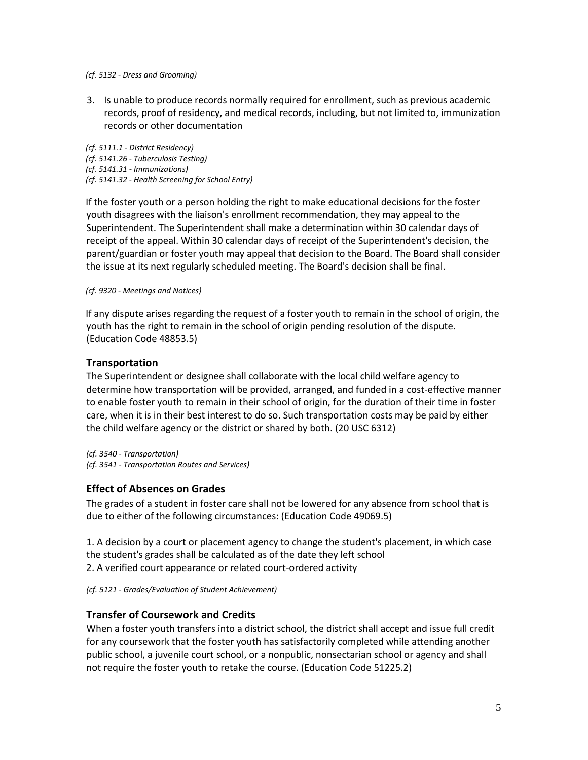*(cf. 5132 - Dress and Grooming)*

3. Is unable to produce records normally required for enrollment, such as previous academic records, proof of residency, and medical records, including, but not limited to, immunization records or other documentation

*(cf. 5111.1 - District Residency)*
*(cf. 5141.26 - Tuberculosis Testing)*
*(cf. 5141.31 - Immunizations)*
*(cf. 5141.32 - Health Screening for School Entry)*

If the foster youth or a person holding the right to make educational decisions for the foster youth disagrees with the liaison's enrollment recommendation, they may appeal to the Superintendent. The Superintendent shall make a determination within 30 calendar days of receipt of the appeal. Within 30 calendar days of receipt of the Superintendent's decision, the parent/guardian or foster youth may appeal that decision to the Board. The Board shall consider the issue at its next regularly scheduled meeting. The Board's decision shall be final.

*(cf. 9320 - Meetings and Notices)*

If any dispute arises regarding the request of a foster youth to remain in the school of origin, the youth has the right to remain in the school of origin pending resolution of the dispute. (Education Code 48853.5)

### Transportation

The Superintendent or designee shall collaborate with the local child welfare agency to determine how transportation will be provided, arranged, and funded in a cost-effective manner to enable foster youth to remain in their school of origin, for the duration of their time in foster care, when it is in their best interest to do so. Such transportation costs may be paid by either the child welfare agency or the district or shared by both. (20 USC 6312)

*(cf. 3540 - Transportation)*
*(cf. 3541 - Transportation Routes and Services)*

### Effect of Absences on Grades

The grades of a student in foster care shall not be lowered for any absence from school that is due to either of the following circumstances: (Education Code 49069.5)

1. A decision by a court or placement agency to change the student's placement, in which case the student's grades shall be calculated as of the date they left school
2. A verified court appearance or related court-ordered activity

*(cf. 5121 - Grades/Evaluation of Student Achievement)*

### Transfer of Coursework and Credits

When a foster youth transfers into a district school, the district shall accept and issue full credit for any coursework that the foster youth has satisfactorily completed while attending another public school, a juvenile court school, or a nonpublic, nonsectarian school or agency and shall not require the foster youth to retake the course. (Education Code 51225.2)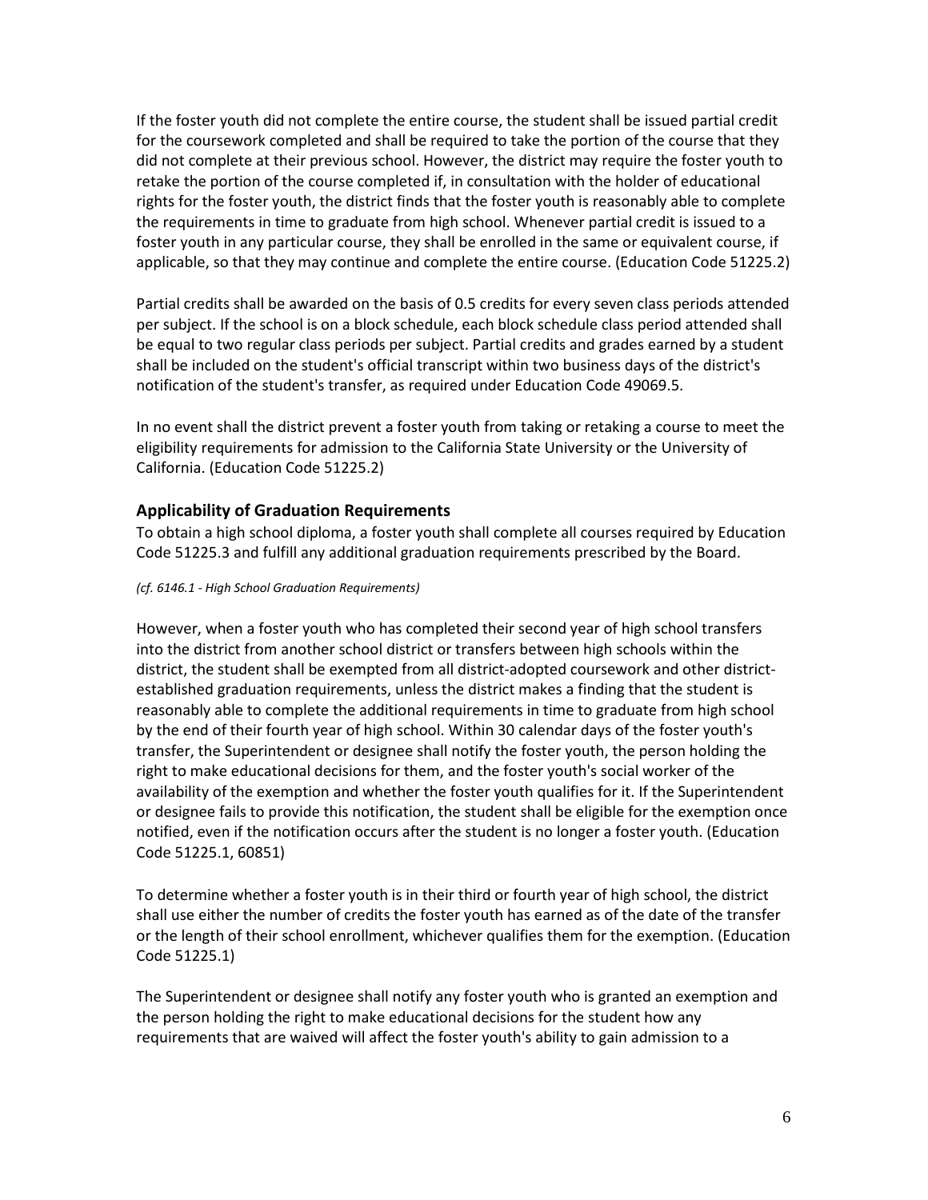If the foster youth did not complete the entire course, the student shall be issued partial credit for the coursework completed and shall be required to take the portion of the course that they did not complete at their previous school. However, the district may require the foster youth to retake the portion of the course completed if, in consultation with the holder of educational rights for the foster youth, the district finds that the foster youth is reasonably able to complete the requirements in time to graduate from high school. Whenever partial credit is issued to a foster youth in any particular course, they shall be enrolled in the same or equivalent course, if applicable, so that they may continue and complete the entire course. (Education Code 51225.2)

Partial credits shall be awarded on the basis of 0.5 credits for every seven class periods attended per subject. If the school is on a block schedule, each block schedule class period attended shall be equal to two regular class periods per subject. Partial credits and grades earned by a student shall be included on the student's official transcript within two business days of the district's notification of the student's transfer, as required under Education Code 49069.5.

In no event shall the district prevent a foster youth from taking or retaking a course to meet the eligibility requirements for admission to the California State University or the University of California. (Education Code 51225.2)

### Applicability of Graduation Requirements

To obtain a high school diploma, a foster youth shall complete all courses required by Education Code 51225.3 and fulfill any additional graduation requirements prescribed by the Board.

*(cf. 6146.1 - High School Graduation Requirements)*

However, when a foster youth who has completed their second year of high school transfers into the district from another school district or transfers between high schools within the district, the student shall be exempted from all district-adopted coursework and other district-established graduation requirements, unless the district makes a finding that the student is reasonably able to complete the additional requirements in time to graduate from high school by the end of their fourth year of high school. Within 30 calendar days of the foster youth's transfer, the Superintendent or designee shall notify the foster youth, the person holding the right to make educational decisions for them, and the foster youth's social worker of the availability of the exemption and whether the foster youth qualifies for it. If the Superintendent or designee fails to provide this notification, the student shall be eligible for the exemption once notified, even if the notification occurs after the student is no longer a foster youth. (Education Code 51225.1, 60851)

To determine whether a foster youth is in their third or fourth year of high school, the district shall use either the number of credits the foster youth has earned as of the date of the transfer or the length of their school enrollment, whichever qualifies them for the exemption. (Education Code 51225.1)

The Superintendent or designee shall notify any foster youth who is granted an exemption and the person holding the right to make educational decisions for the student how any requirements that are waived will affect the foster youth's ability to gain admission to a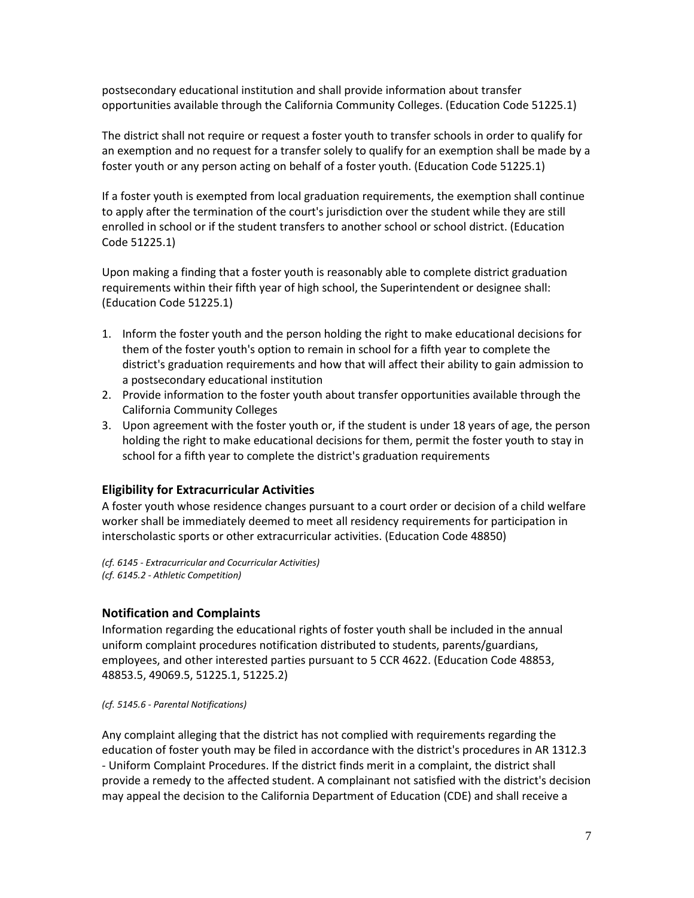postsecondary educational institution and shall provide information about transfer opportunities available through the California Community Colleges. (Education Code 51225.1)

The district shall not require or request a foster youth to transfer schools in order to qualify for an exemption and no request for a transfer solely to qualify for an exemption shall be made by a foster youth or any person acting on behalf of a foster youth. (Education Code 51225.1)

If a foster youth is exempted from local graduation requirements, the exemption shall continue to apply after the termination of the court's jurisdiction over the student while they are still enrolled in school or if the student transfers to another school or school district. (Education Code 51225.1)

Upon making a finding that a foster youth is reasonably able to complete district graduation requirements within their fifth year of high school, the Superintendent or designee shall: (Education Code 51225.1)

1. Inform the foster youth and the person holding the right to make educational decisions for them of the foster youth's option to remain in school for a fifth year to complete the district's graduation requirements and how that will affect their ability to gain admission to a postsecondary educational institution
2. Provide information to the foster youth about transfer opportunities available through the California Community Colleges
3. Upon agreement with the foster youth or, if the student is under 18 years of age, the person holding the right to make educational decisions for them, permit the foster youth to stay in school for a fifth year to complete the district's graduation requirements

### Eligibility for Extracurricular Activities

A foster youth whose residence changes pursuant to a court order or decision of a child welfare worker shall be immediately deemed to meet all residency requirements for participation in interscholastic sports or other extracurricular activities. (Education Code 48850)

*(cf. 6145 - Extracurricular and Cocurricular Activities)*
*(cf. 6145.2 - Athletic Competition)*

### Notification and Complaints

Information regarding the educational rights of foster youth shall be included in the annual uniform complaint procedures notification distributed to students, parents/guardians, employees, and other interested parties pursuant to 5 CCR 4622. (Education Code 48853, 48853.5, 49069.5, 51225.1, 51225.2)

*(cf. 5145.6 - Parental Notifications)*

Any complaint alleging that the district has not complied with requirements regarding the education of foster youth may be filed in accordance with the district's procedures in AR 1312.3 - Uniform Complaint Procedures. If the district finds merit in a complaint, the district shall provide a remedy to the affected student. A complainant not satisfied with the district's decision may appeal the decision to the California Department of Education (CDE) and shall receive a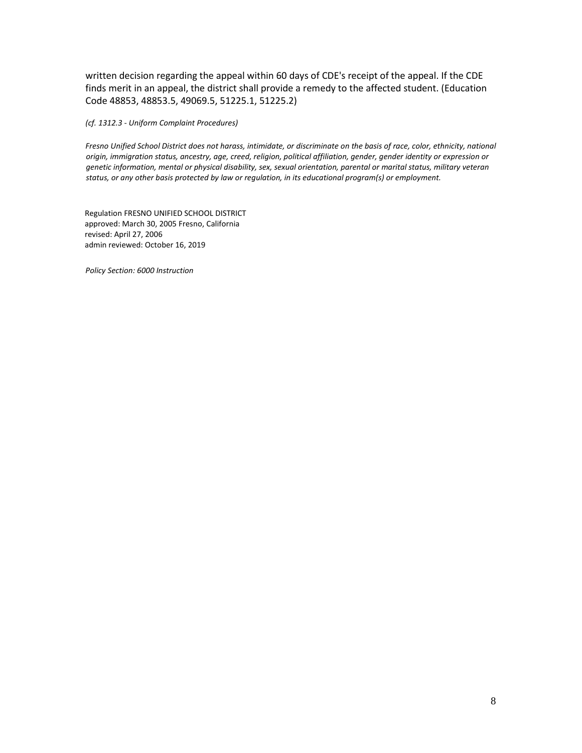written decision regarding the appeal within 60 days of CDE's receipt of the appeal. If the CDE finds merit in an appeal, the district shall provide a remedy to the affected student. (Education Code 48853, 48853.5, 49069.5, 51225.1, 51225.2)

*(cf. 1312.3 - Uniform Complaint Procedures)*

*Fresno Unified School District does not harass, intimidate, or discriminate on the basis of race, color, ethnicity, national origin, immigration status, ancestry, age, creed, religion, political affiliation, gender, gender identity or expression or genetic information, mental or physical disability, sex, sexual orientation, parental or marital status, military veteran status, or any other basis protected by law or regulation, in its educational program(s) or employment.*

Regulation FRESNO UNIFIED SCHOOL DISTRICT
approved: March 30, 2005 Fresno, California
revised: April 27, 2006
admin reviewed: October 16, 2019

*Policy Section: 6000 Instruction*